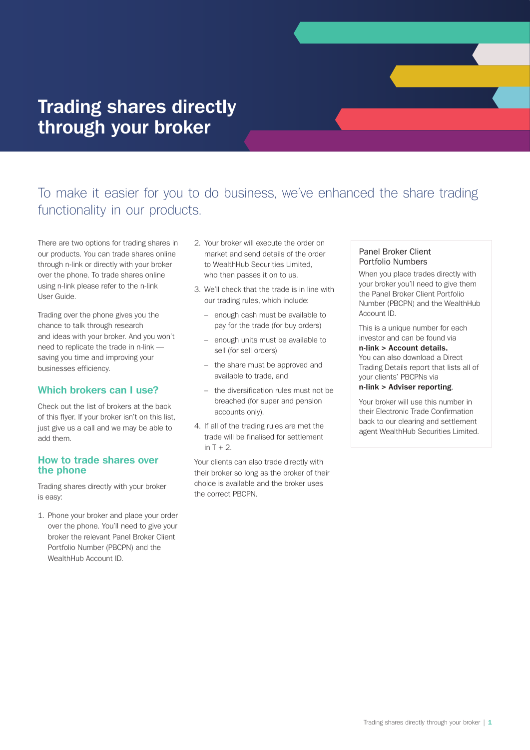# Trading shares directly through your broker

To make it easier for you to do business, we've enhanced the share trading functionality in our products.

There are two options for trading shares in our products. You can trade shares online through n-link or directly with your broker over the phone. To trade shares online using n-link please refer to the n-link User Guide.

Trading over the phone gives you the chance to talk through research and ideas with your broker. And you won't need to replicate the trade in n-link — saving you time and improving your businesses efficiency.

## Which brokers can I use?

Check out the list of brokers at the back of this flyer. If your broker isn't on this list, just give us a call and we may be able to add them.

## How to trade shares over the phone

Trading shares directly with your broker is easy:

1. Phone your broker and place your order over the phone. You'll need to give your broker the relevant Panel Broker Client Portfolio Number (PBCPN) and the WealthHub Account ID.
2. Your broker will execute the order on market and send details of the order to WealthHub Securities Limited, who then passes it on to us.
3. We'll check that the trade is in line with our trading rules, which include:
   - enough cash must be available to pay for the trade (for buy orders)
   - enough units must be available to sell (for sell orders)
   - the share must be approved and available to trade, and
   - the diversification rules must not be breached (for super and pension accounts only).
4. If all of the trading rules are met the trade will be finalised for settlement in T + 2.

Your clients can also trade directly with their broker so long as the broker of their choice is available and the broker uses the correct PBCPN.

### Panel Broker Client Portfolio Numbers

When you place trades directly with your broker you'll need to give them the Panel Broker Client Portfolio Number (PBCPN) and the WealthHub Account ID.

This is a unique number for each investor and can be found via **n-link > Account details.** You can also download a Direct Trading Details report that lists all of your clients' PBCPNs via **n-link > Adviser reporting**.

Your broker will use this number in their Electronic Trade Confirmation back to our clearing and settlement agent WealthHub Securities Limited.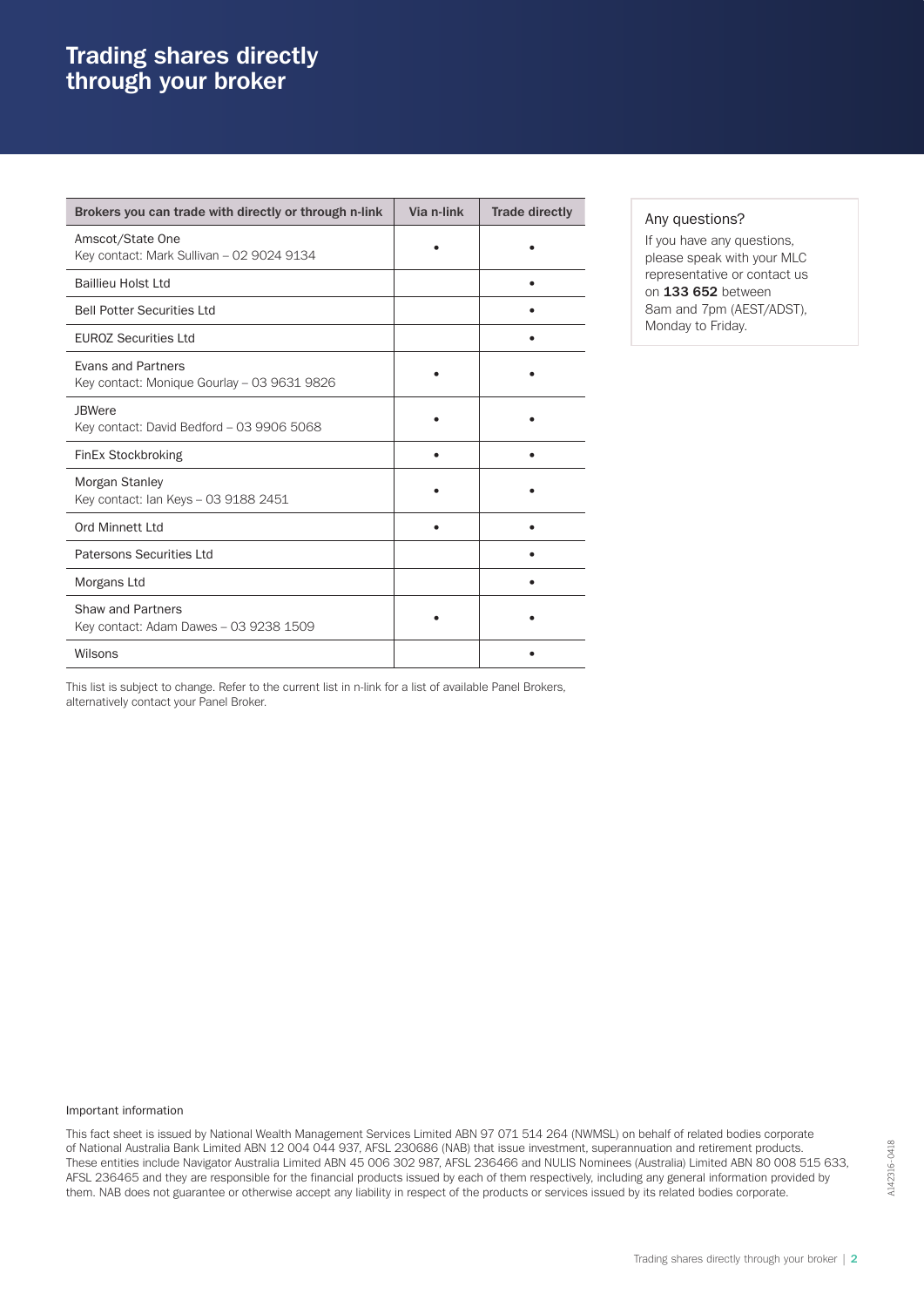# Trading shares directly through your broker

| Brokers you can trade with directly or through n-link | Via n-link | Trade directly |
|---|---|---|
| Amscot/State One<br>Key contact: Mark Sullivan – 02 9024 9134 | • | • |
| Baillieu Holst Ltd | | • |
| Bell Potter Securities Ltd | | • |
| EUROZ Securities Ltd | | • |
| Evans and Partners<br>Key contact: Monique Gourlay – 03 9631 9826 | • | • |
| JBWere<br>Key contact: David Bedford – 03 9906 5068 | • | • |
| FinEx Stockbroking | • | • |
| Morgan Stanley<br>Key contact: Ian Keys – 03 9188 2451 | • | • |
| Ord Minnett Ltd | • | • |
| Patersons Securities Ltd | | • |
| Morgans Ltd | | • |
| Shaw and Partners<br>Key contact: Adam Dawes – 03 9238 1509 | • | • |
| Wilsons | | • |

This list is subject to change. Refer to the current list in n-link for a list of available Panel Brokers, alternatively contact your Panel Broker.

Any questions?

If you have any questions, please speak with your MLC representative or contact us on **133 652** between 8am and 7pm (AEST/ADST), Monday to Friday.

Important information

This fact sheet is issued by National Wealth Management Services Limited ABN 97 071 514 264 (NWMSL) on behalf of related bodies corporate of National Australia Bank Limited ABN 12 004 044 937, AFSL 230686 (NAB) that issue investment, superannuation and retirement products. These entities include Navigator Australia Limited ABN 45 006 302 987, AFSL 236466 and NULIS Nominees (Australia) Limited ABN 80 008 515 633, AFSL 236465 and they are responsible for the financial products issued by each of them respectively, including any general information provided by them. NAB does not guarantee or otherwise accept any liability in respect of the products or services issued by its related bodies corporate.

A142316-0418